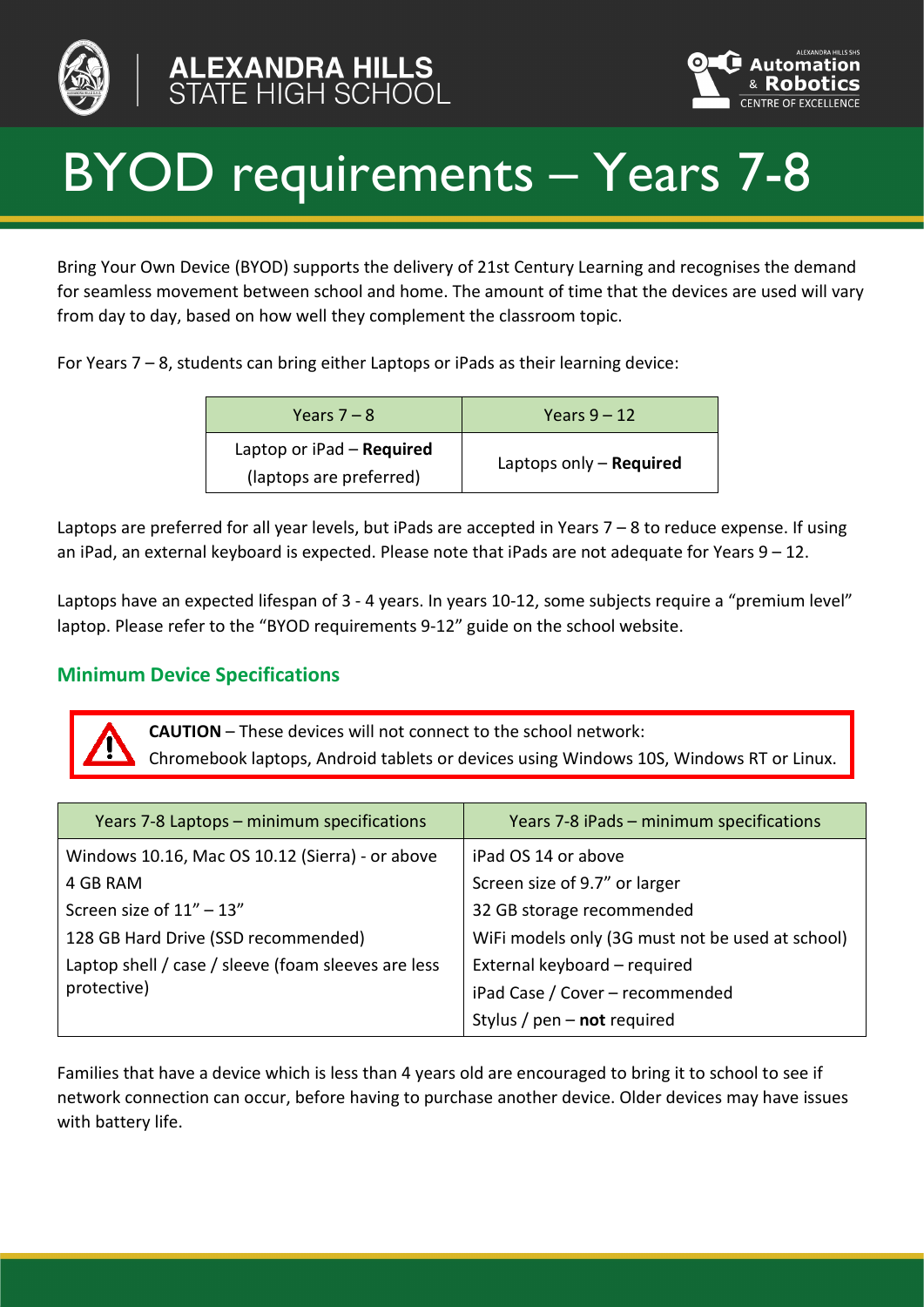# BYOD requirements – Years 7-8

Bring Your Own Device (BYOD) supports the delivery of 21st Century Learning and recognises the demand for seamless movement between school and home. The amount of time that the devices are used will vary from day to day, based on how well they complement the classroom topic.

For Years 7 – 8, students can bring either Laptops or iPads as their learning device:

| Years 7 – 8 | Years 9 – 12 |
|---|---|
| Laptop or iPad – **Required** (laptops are preferred) | Laptops only – **Required** |

Laptops are preferred for all year levels, but iPads are accepted in Years 7 – 8 to reduce expense. If using an iPad, an external keyboard is expected. Please note that iPads are not adequate for Years 9 – 12.

Laptops have an expected lifespan of 3 - 4 years. In years 10-12, some subjects require a "premium level" laptop. Please refer to the "BYOD requirements 9-12" guide on the school website.

## Minimum Device Specifications

**CAUTION** – These devices will not connect to the school network:
Chromebook laptops, Android tablets or devices using Windows 10S, Windows RT or Linux.

| Years 7-8 Laptops – minimum specifications | Years 7-8 iPads – minimum specifications |
|---|---|
| Windows 10.16, Mac OS 10.12 (Sierra) - or above | iPad OS 14 or above |
| 4 GB RAM | Screen size of 9.7" or larger |
| Screen size of 11" – 13" | 32 GB storage recommended |
| 128 GB Hard Drive (SSD recommended) | WiFi models only (3G must not be used at school) |
| Laptop shell / case / sleeve (foam sleeves are less protective) | External keyboard – required |
| | iPad Case / Cover – recommended |
| | Stylus / pen – **not** required |

Families that have a device which is less than 4 years old are encouraged to bring it to school to see if network connection can occur, before having to purchase another device. Older devices may have issues with battery life.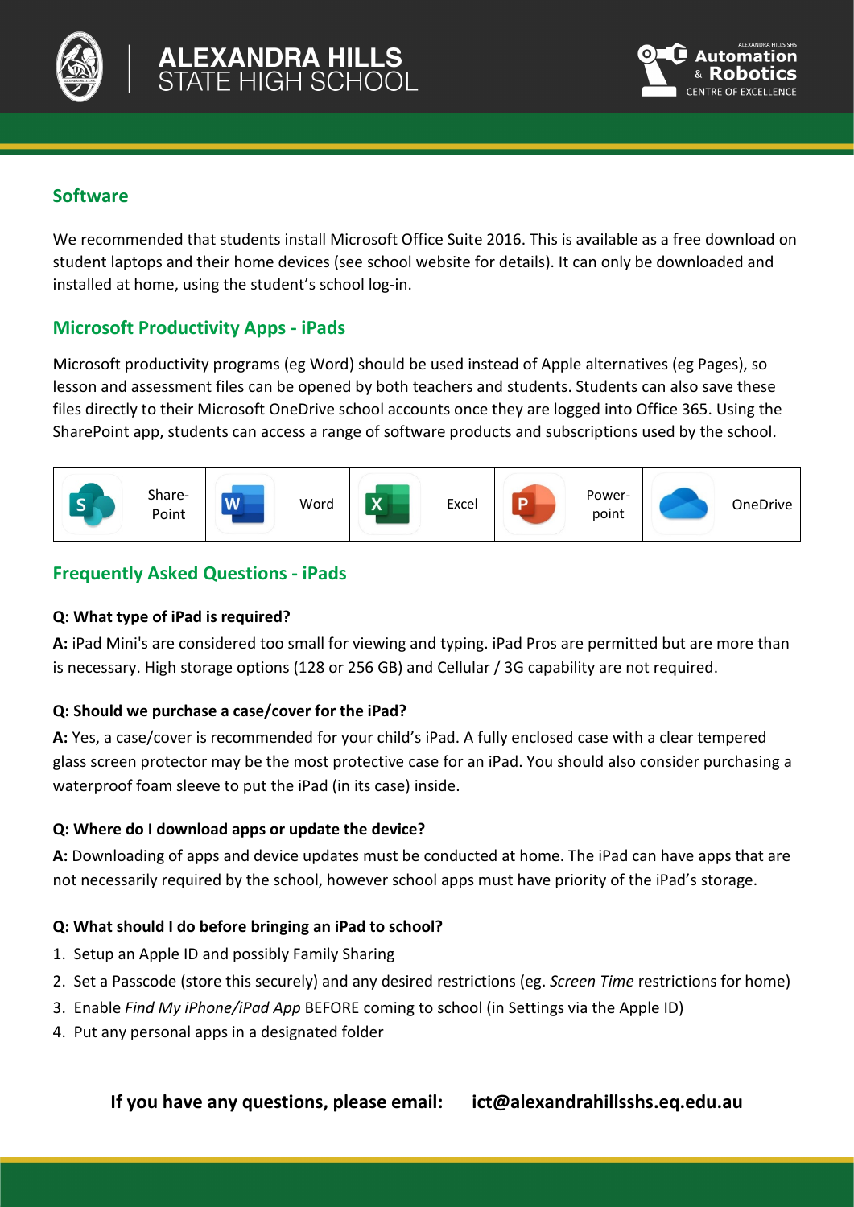## Software

We recommended that students install Microsoft Office Suite 2016. This is available as a free download on student laptops and their home devices (see school website for details). It can only be downloaded and installed at home, using the student's school log-in.

## Microsoft Productivity Apps - iPads

Microsoft productivity programs (eg Word) should be used instead of Apple alternatives (eg Pages), so lesson and assessment files can be opened by both teachers and students. Students can also save these files directly to their Microsoft OneDrive school accounts once they are logged into Office 365. Using the SharePoint app, students can access a range of software products and subscriptions used by the school.

| | | | | |
|---|---|---|---|---|
| Share-Point | Word | Excel | Power-point | OneDrive |

## Frequently Asked Questions - iPads

**Q: What type of iPad is required?**

**A:** iPad Mini's are considered too small for viewing and typing. iPad Pros are permitted but are more than is necessary. High storage options (128 or 256 GB) and Cellular / 3G capability are not required.

**Q: Should we purchase a case/cover for the iPad?**

**A:** Yes, a case/cover is recommended for your child's iPad. A fully enclosed case with a clear tempered glass screen protector may be the most protective case for an iPad. You should also consider purchasing a waterproof foam sleeve to put the iPad (in its case) inside.

**Q: Where do I download apps or update the device?**

**A:** Downloading of apps and device updates must be conducted at home. The iPad can have apps that are not necessarily required by the school, however school apps must have priority of the iPad's storage.

**Q: What should I do before bringing an iPad to school?**

1. Setup an Apple ID and possibly Family Sharing
2. Set a Passcode (store this securely) and any desired restrictions (eg. *Screen Time* restrictions for home)
3. Enable *Find My iPhone/iPad App* BEFORE coming to school (in Settings via the Apple ID)
4. Put any personal apps in a designated folder

**If you have any questions, please email: ict@alexandrahillsshs.eq.edu.au**